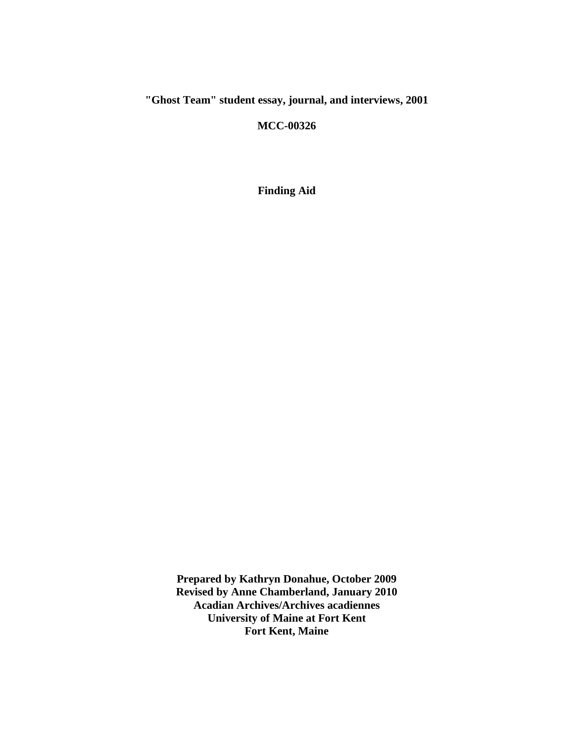**"Ghost Team" student essay, journal, and interviews, 2001**

**MCC-00326**

**Finding Aid**

**Prepared by Kathryn Donahue, October 2009**
**Revised by Anne Chamberland, January 2010**
**Acadian Archives/Archives acadiennes**
**University of Maine at Fort Kent**
**Fort Kent, Maine**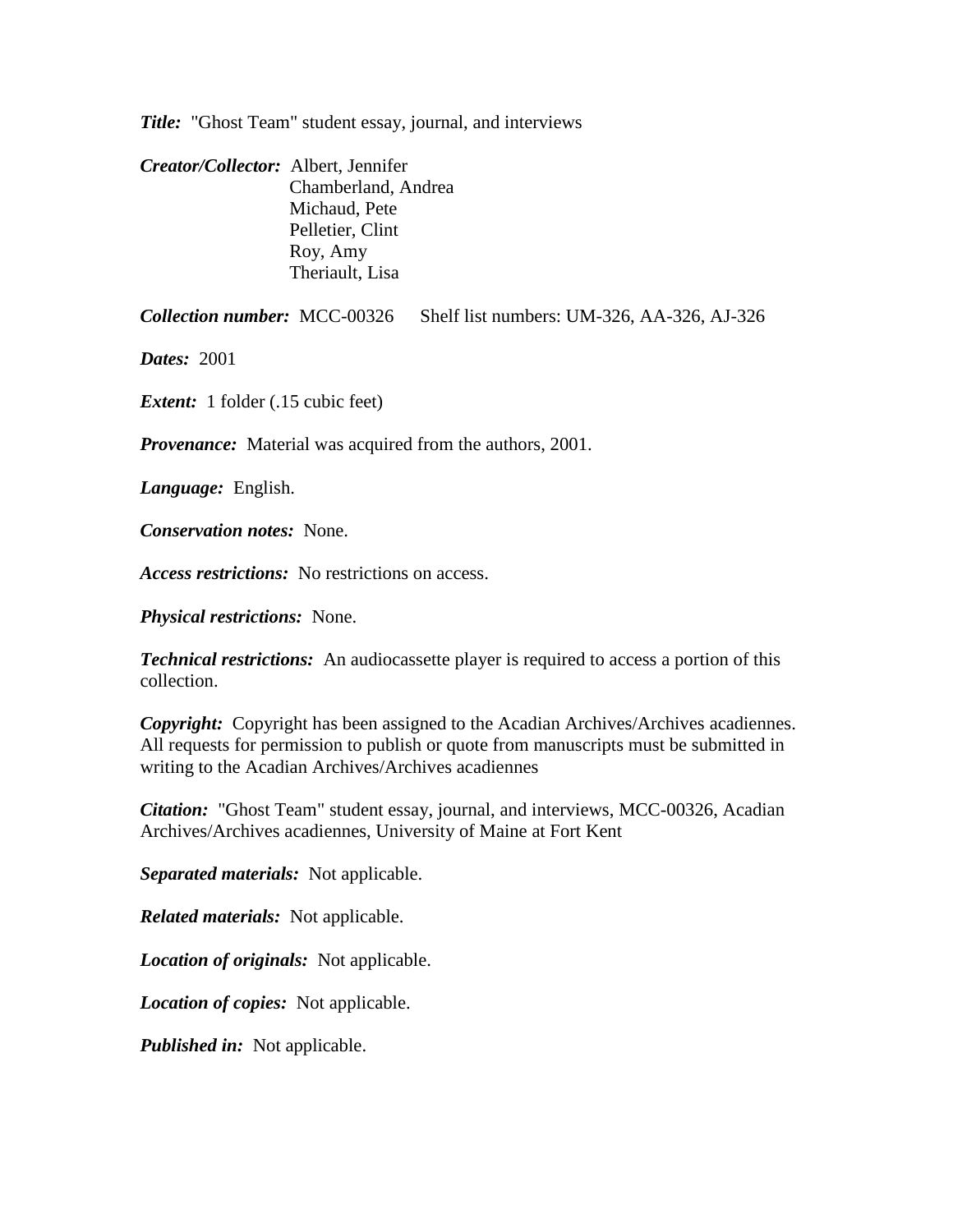***Title:*** "Ghost Team" student essay, journal, and interviews

***Creator/Collector:*** Albert, Jennifer
Chamberland, Andrea
Michaud, Pete
Pelletier, Clint
Roy, Amy
Theriault, Lisa

***Collection number:*** MCC-00326 Shelf list numbers: UM-326, AA-326, AJ-326

***Dates:*** 2001

***Extent:*** 1 folder (.15 cubic feet)

***Provenance:*** Material was acquired from the authors, 2001.

***Language:*** English.

***Conservation notes:*** None.

***Access restrictions:*** No restrictions on access.

***Physical restrictions:*** None.

***Technical restrictions:*** An audiocassette player is required to access a portion of this collection.

***Copyright:*** Copyright has been assigned to the Acadian Archives/Archives acadiennes. All requests for permission to publish or quote from manuscripts must be submitted in writing to the Acadian Archives/Archives acadiennes

***Citation:*** "Ghost Team" student essay, journal, and interviews, MCC-00326, Acadian Archives/Archives acadiennes, University of Maine at Fort Kent

***Separated materials:*** Not applicable.

***Related materials:*** Not applicable.

***Location of originals:*** Not applicable.

***Location of copies:*** Not applicable.

***Published in:*** Not applicable.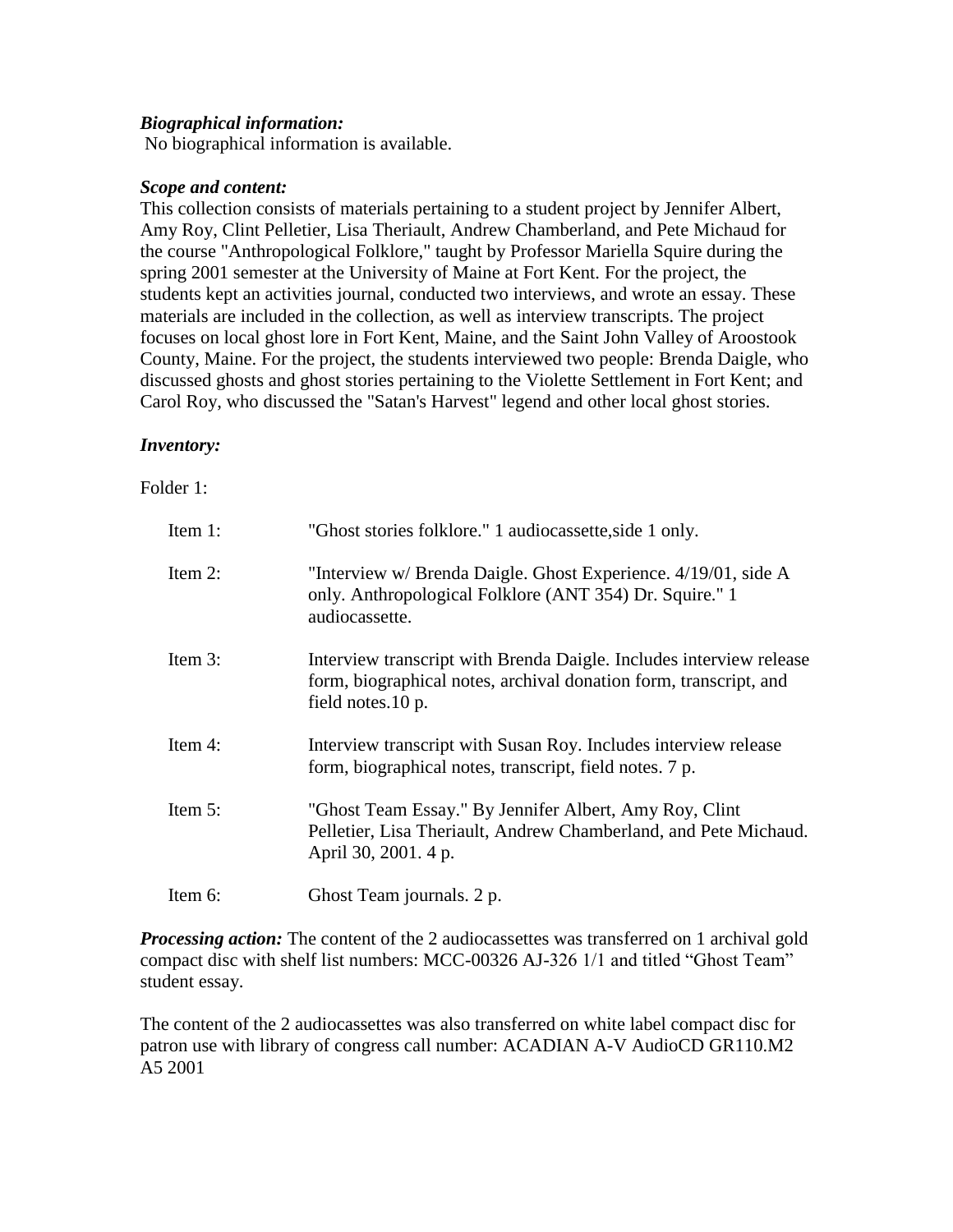***Biographical information:***
No biographical information is available.

***Scope and content:***
This collection consists of materials pertaining to a student project by Jennifer Albert, Amy Roy, Clint Pelletier, Lisa Theriault, Andrew Chamberland, and Pete Michaud for the course "Anthropological Folklore," taught by Professor Mariella Squire during the spring 2001 semester at the University of Maine at Fort Kent. For the project, the students kept an activities journal, conducted two interviews, and wrote an essay. These materials are included in the collection, as well as interview transcripts. The project focuses on local ghost lore in Fort Kent, Maine, and the Saint John Valley of Aroostook County, Maine. For the project, the students interviewed two people: Brenda Daigle, who discussed ghosts and ghost stories pertaining to the Violette Settlement in Fort Kent; and Carol Roy, who discussed the "Satan's Harvest" legend and other local ghost stories.

***Inventory:***

Folder 1:

| | |
|---|---|
| Item 1: | "Ghost stories folklore." 1 audiocassette,side 1 only. |
| Item 2: | "Interview w/ Brenda Daigle. Ghost Experience. 4/19/01, side A only. Anthropological Folklore (ANT 354) Dr. Squire." 1 audiocassette. |
| Item 3: | Interview transcript with Brenda Daigle. Includes interview release form, biographical notes, archival donation form, transcript, and field notes.10 p. |
| Item 4: | Interview transcript with Susan Roy. Includes interview release form, biographical notes, transcript, field notes. 7 p. |
| Item 5: | "Ghost Team Essay." By Jennifer Albert, Amy Roy, Clint Pelletier, Lisa Theriault, Andrew Chamberland, and Pete Michaud. April 30, 2001. 4 p. |
| Item 6: | Ghost Team journals. 2 p. |

***Processing action:*** The content of the 2 audiocassettes was transferred on 1 archival gold compact disc with shelf list numbers: MCC-00326 AJ-326 1/1 and titled "Ghost Team" student essay.

The content of the 2 audiocassettes was also transferred on white label compact disc for patron use with library of congress call number: ACADIAN A-V AudioCD GR110.M2 A5 2001